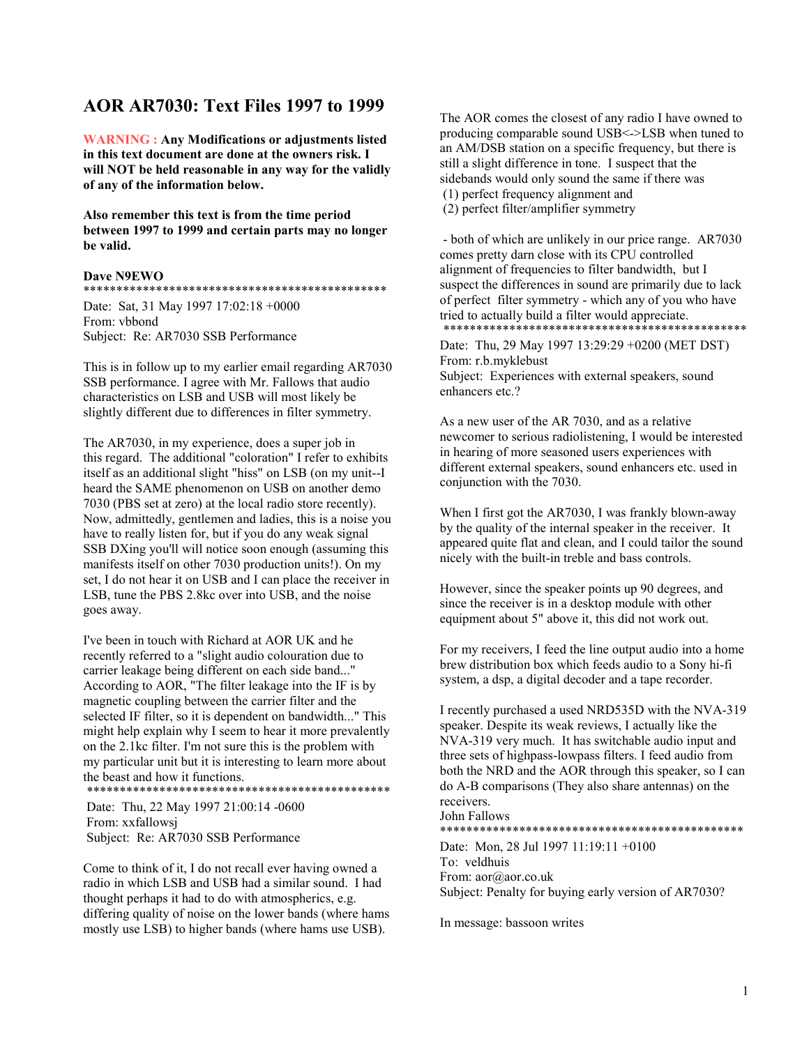# AOR AR7030: Text Files 1997 to 1999

**WARNING : Any Modifications or adjustments listed in this text document are done at the owners risk. I will NOT be held reasonable in any way for the validly of any of the information below.**

**Also remember this text is from the time period between 1997 to 1999 and certain parts may no longer be valid.**

**Dave N9EWO**

***********************************************

Date: Sat, 31 May 1997 17:02:18 +0000
From: vbbond
Subject: Re: AR7030 SSB Performance

This is in follow up to my earlier email regarding AR7030 SSB performance. I agree with Mr. Fallows that audio characteristics on LSB and USB will most likely be slightly different due to differences in filter symmetry.

The AR7030, in my experience, does a super job in this regard. The additional "coloration" I refer to exhibits itself as an additional slight "hiss" on LSB (on my unit--I heard the SAME phenomenon on USB on another demo 7030 (PBS set at zero) at the local radio store recently). Now, admittedly, gentlemen and ladies, this is a noise you have to really listen for, but if you do any weak signal SSB DXing you'll will notice soon enough (assuming this manifests itself on other 7030 production units!). On my set, I do not hear it on USB and I can place the receiver in LSB, tune the PBS 2.8kc over into USB, and the noise goes away.

I've been in touch with Richard at AOR UK and he recently referred to a "slight audio colouration due to carrier leakage being different on each side band..." According to AOR, "The filter leakage into the IF is by magnetic coupling between the carrier filter and the selected IF filter, so it is dependent on bandwidth..." This might help explain why I seem to hear it more prevalently on the 2.1kc filter. I'm not sure this is the problem with my particular unit but it is interesting to learn more about the beast and how it functions.

***********************************************

Date: Thu, 22 May 1997 21:00:14 -0600
From: xxfallowsj
Subject: Re: AR7030 SSB Performance

Come to think of it, I do not recall ever having owned a radio in which LSB and USB had a similar sound. I had thought perhaps it had to do with atmospherics, e.g. differing quality of noise on the lower bands (where hams mostly use LSB) to higher bands (where hams use USB).

The AOR comes the closest of any radio I have owned to producing comparable sound USB<->LSB when tuned to an AM/DSB station on a specific frequency, but there is still a slight difference in tone. I suspect that the sidebands would only sound the same if there was
(1) perfect frequency alignment and
(2) perfect filter/amplifier symmetry

- both of which are unlikely in our price range. AR7030 comes pretty darn close with its CPU controlled alignment of frequencies to filter bandwidth, but I suspect the differences in sound are primarily due to lack of perfect filter symmetry - which any of you who have tried to actually build a filter would appreciate.

***********************************************

Date: Thu, 29 May 1997 13:29:29 +0200 (MET DST)
From: r.b.myklebust
Subject: Experiences with external speakers, sound enhancers etc.?

As a new user of the AR 7030, and as a relative newcomer to serious radiolistening, I would be interested in hearing of more seasoned users experiences with different external speakers, sound enhancers etc. used in conjunction with the 7030.

When I first got the AR7030, I was frankly blown-away by the quality of the internal speaker in the receiver. It appeared quite flat and clean, and I could tailor the sound nicely with the built-in treble and bass controls.

However, since the speaker points up 90 degrees, and since the receiver is in a desktop module with other equipment about 5" above it, this did not work out.

For my receivers, I feed the line output audio into a home brew distribution box which feeds audio to a Sony hi-fi system, a dsp, a digital decoder and a tape recorder.

I recently purchased a used NRD535D with the NVA-319 speaker. Despite its weak reviews, I actually like the NVA-319 very much. It has switchable audio input and three sets of highpass-lowpass filters. I feed audio from both the NRD and the AOR through this speaker, so I can do A-B comparisons (They also share antennas) on the receivers.
John Fallows

***********************************************

Date: Mon, 28 Jul 1997 11:19:11 +0100
To: veldhuis
From: aor@aor.co.uk
Subject: Penalty for buying early version of AR7030?

In message: bassoon writes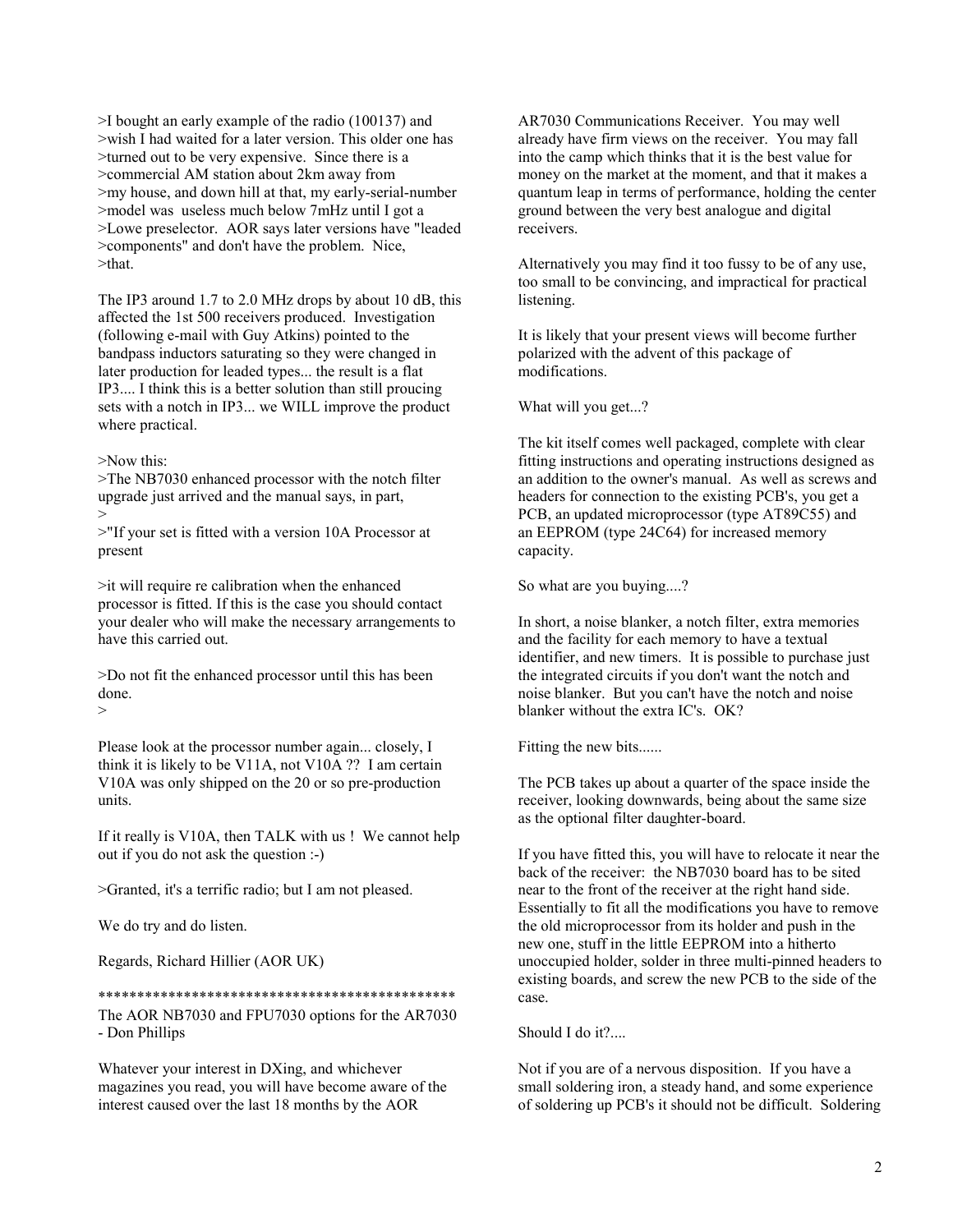>I bought an early example of the radio (100137) and
>wish I had waited for a later version. This older one has
>turned out to be very expensive. Since there is a
>commercial AM station about 2km away from
>my house, and down hill at that, my early-serial-number
>model was useless much below 7mHz until I got a
>Lowe preselector. AOR says later versions have "leaded
>components" and don't have the problem. Nice,
>that.

The IP3 around 1.7 to 2.0 MHz drops by about 10 dB, this affected the 1st 500 receivers produced. Investigation (following e-mail with Guy Atkins) pointed to the bandpass inductors saturating so they were changed in later production for leaded types... the result is a flat IP3.... I think this is a better solution than still proucing sets with a notch in IP3... we WILL improve the product where practical.

>Now this:
>The NB7030 enhanced processor with the notch filter upgrade just arrived and the manual says, in part,
>
>"If your set is fitted with a version 10A Processor at present

>it will require re calibration when the enhanced processor is fitted. If this is the case you should contact your dealer who will make the necessary arrangements to have this carried out.

>Do not fit the enhanced processor until this has been done.
>

Please look at the processor number again... closely, I think it is likely to be V11A, not V10A ?? I am certain V10A was only shipped on the 20 or so pre-production units.

If it really is V10A, then TALK with us ! We cannot help out if you do not ask the question :-)

>Granted, it's a terrific radio; but I am not pleased.

We do try and do listen.

Regards, Richard Hillier (AOR UK)

************************************************

The AOR NB7030 and FPU7030 options for the AR7030 - Don Phillips

Whatever your interest in DXing, and whichever magazines you read, you will have become aware of the interest caused over the last 18 months by the AOR AR7030 Communications Receiver. You may well already have firm views on the receiver. You may fall into the camp which thinks that it is the best value for money on the market at the moment, and that it makes a quantum leap in terms of performance, holding the center ground between the very best analogue and digital receivers.

Alternatively you may find it too fussy to be of any use, too small to be convincing, and impractical for practical listening.

It is likely that your present views will become further polarized with the advent of this package of modifications.

What will you get...?

The kit itself comes well packaged, complete with clear fitting instructions and operating instructions designed as an addition to the owner's manual. As well as screws and headers for connection to the existing PCB's, you get a PCB, an updated microprocessor (type AT89C55) and an EEPROM (type 24C64) for increased memory capacity.

So what are you buying....?

In short, a noise blanker, a notch filter, extra memories and the facility for each memory to have a textual identifier, and new timers. It is possible to purchase just the integrated circuits if you don't want the notch and noise blanker. But you can't have the notch and noise blanker without the extra IC's. OK?

Fitting the new bits......

The PCB takes up about a quarter of the space inside the receiver, looking downwards, being about the same size as the optional filter daughter-board.

If you have fitted this, you will have to relocate it near the back of the receiver: the NB7030 board has to be sited near to the front of the receiver at the right hand side. Essentially to fit all the modifications you have to remove the old microprocessor from its holder and push in the new one, stuff in the little EEPROM into a hitherto unoccupied holder, solder in three multi-pinned headers to existing boards, and screw the new PCB to the side of the case.

Should I do it?....

Not if you are of a nervous disposition. If you have a small soldering iron, a steady hand, and some experience of soldering up PCB's it should not be difficult. Soldering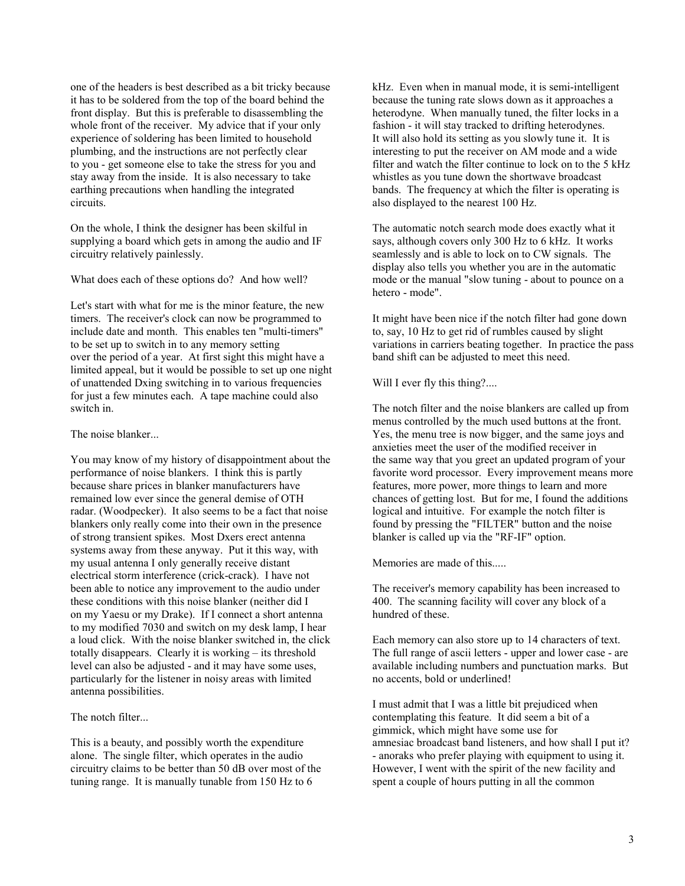one of the headers is best described as a bit tricky because it has to be soldered from the top of the board behind the front display. But this is preferable to disassembling the whole front of the receiver. My advice that if your only experience of soldering has been limited to household plumbing, and the instructions are not perfectly clear to you - get someone else to take the stress for you and stay away from the inside. It is also necessary to take earthing precautions when handling the integrated circuits.

On the whole, I think the designer has been skilful in supplying a board which gets in among the audio and IF circuitry relatively painlessly.

What does each of these options do? And how well?

Let's start with what for me is the minor feature, the new timers. The receiver's clock can now be programmed to include date and month. This enables ten "multi-timers" to be set up to switch in to any memory setting over the period of a year. At first sight this might have a limited appeal, but it would be possible to set up one night of unattended Dxing switching in to various frequencies for just a few minutes each. A tape machine could also switch in.

The noise blanker...

You may know of my history of disappointment about the performance of noise blankers. I think this is partly because share prices in blanker manufacturers have remained low ever since the general demise of OTH radar. (Woodpecker). It also seems to be a fact that noise blankers only really come into their own in the presence of strong transient spikes. Most Dxers erect antenna systems away from these anyway. Put it this way, with my usual antenna I only generally receive distant electrical storm interference (crick-crack). I have not been able to notice any improvement to the audio under these conditions with this noise blanker (neither did I on my Yaesu or my Drake). If I connect a short antenna to my modified 7030 and switch on my desk lamp, I hear a loud click. With the noise blanker switched in, the click totally disappears. Clearly it is working – its threshold level can also be adjusted - and it may have some uses, particularly for the listener in noisy areas with limited antenna possibilities.

The notch filter...

This is a beauty, and possibly worth the expenditure alone. The single filter, which operates in the audio circuitry claims to be better than 50 dB over most of the tuning range. It is manually tunable from 150 Hz to 6 kHz. Even when in manual mode, it is semi-intelligent because the tuning rate slows down as it approaches a heterodyne. When manually tuned, the filter locks in a fashion - it will stay tracked to drifting heterodynes. It will also hold its setting as you slowly tune it. It is interesting to put the receiver on AM mode and a wide filter and watch the filter continue to lock on to the 5 kHz whistles as you tune down the shortwave broadcast bands. The frequency at which the filter is operating is also displayed to the nearest 100 Hz.

The automatic notch search mode does exactly what it says, although covers only 300 Hz to 6 kHz. It works seamlessly and is able to lock on to CW signals. The display also tells you whether you are in the automatic mode or the manual "slow tuning - about to pounce on a hetero - mode".

It might have been nice if the notch filter had gone down to, say, 10 Hz to get rid of rumbles caused by slight variations in carriers beating together. In practice the pass band shift can be adjusted to meet this need.

Will I ever fly this thing?....

The notch filter and the noise blankers are called up from menus controlled by the much used buttons at the front. Yes, the menu tree is now bigger, and the same joys and anxieties meet the user of the modified receiver in the same way that you greet an updated program of your favorite word processor. Every improvement means more features, more power, more things to learn and more chances of getting lost. But for me, I found the additions logical and intuitive. For example the notch filter is found by pressing the "FILTER" button and the noise blanker is called up via the "RF-IF" option.

Memories are made of this.....

The receiver's memory capability has been increased to 400. The scanning facility will cover any block of a hundred of these.

Each memory can also store up to 14 characters of text. The full range of ascii letters - upper and lower case - are available including numbers and punctuation marks. But no accents, bold or underlined!

I must admit that I was a little bit prejudiced when contemplating this feature. It did seem a bit of a gimmick, which might have some use for amnesiac broadcast band listeners, and how shall I put it? - anoraks who prefer playing with equipment to using it. However, I went with the spirit of the new facility and spent a couple of hours putting in all the common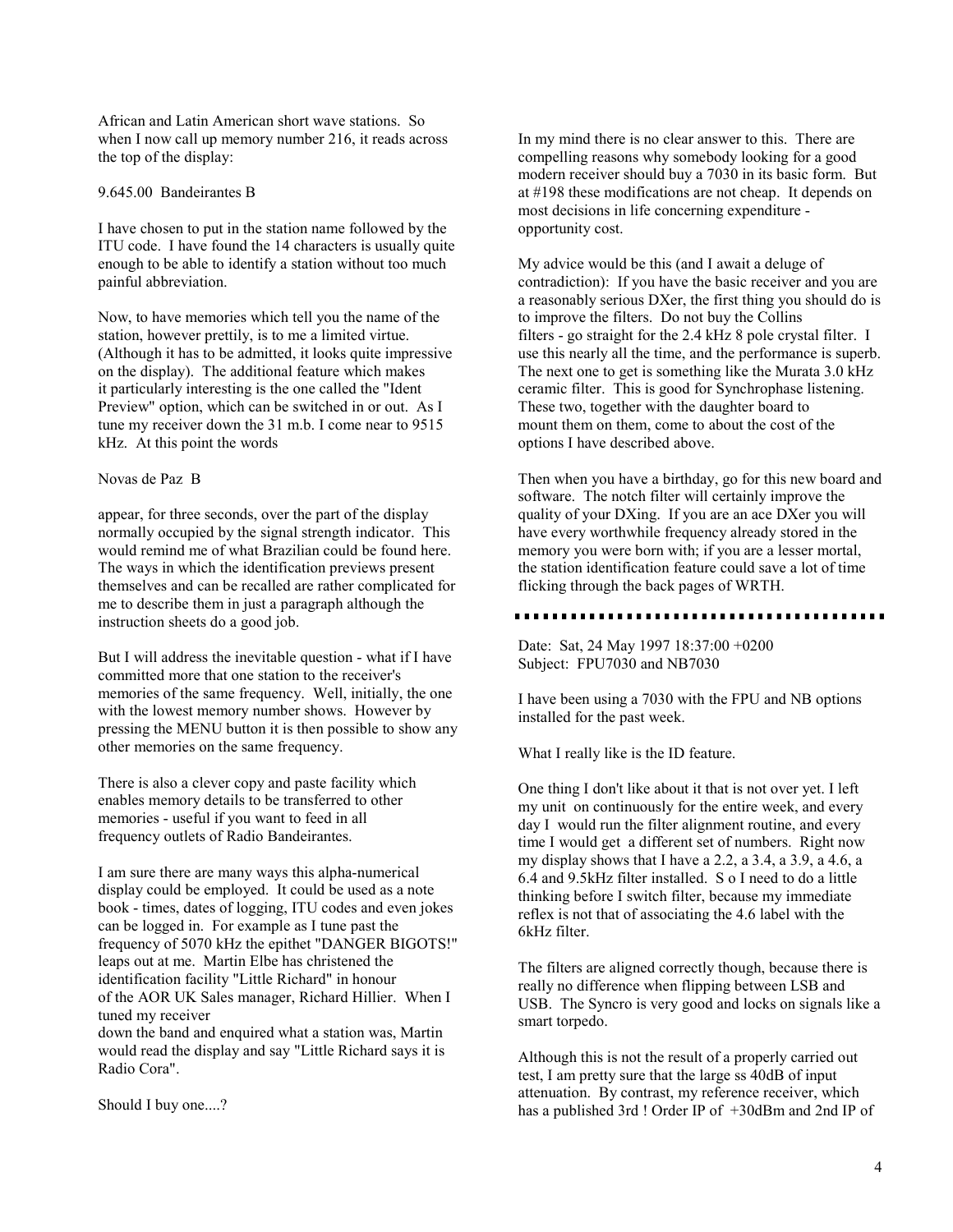African and Latin American short wave stations. So when I now call up memory number 216, it reads across the top of the display:

9.645.00 Bandeirantes B

I have chosen to put in the station name followed by the ITU code. I have found the 14 characters is usually quite enough to be able to identify a station without too much painful abbreviation.

Now, to have memories which tell you the name of the station, however prettily, is to me a limited virtue. (Although it has to be admitted, it looks quite impressive on the display). The additional feature which makes it particularly interesting is the one called the "Ident Preview" option, which can be switched in or out. As I tune my receiver down the 31 m.b. I come near to 9515 kHz. At this point the words

Novas de Paz B

appear, for three seconds, over the part of the display normally occupied by the signal strength indicator. This would remind me of what Brazilian could be found here. The ways in which the identification previews present themselves and can be recalled are rather complicated for me to describe them in just a paragraph although the instruction sheets do a good job.

But I will address the inevitable question - what if I have committed more that one station to the receiver's memories of the same frequency. Well, initially, the one with the lowest memory number shows. However by pressing the MENU button it is then possible to show any other memories on the same frequency.

There is also a clever copy and paste facility which enables memory details to be transferred to other memories - useful if you want to feed in all frequency outlets of Radio Bandeirantes.

I am sure there are many ways this alpha-numerical display could be employed. It could be used as a note book - times, dates of logging, ITU codes and even jokes can be logged in. For example as I tune past the frequency of 5070 kHz the epithet "DANGER BIGOTS!" leaps out at me. Martin Elbe has christened the identification facility "Little Richard" in honour of the AOR UK Sales manager, Richard Hillier. When I tuned my receiver down the band and enquired what a station was, Martin would read the display and say "Little Richard says it is Radio Cora".

Should I buy one....?

In my mind there is no clear answer to this. There are compelling reasons why somebody looking for a good modern receiver should buy a 7030 in its basic form. But at #198 these modifications are not cheap. It depends on most decisions in life concerning expenditure - opportunity cost.

My advice would be this (and I await a deluge of contradiction): If you have the basic receiver and you are a reasonably serious DXer, the first thing you should do is to improve the filters. Do not buy the Collins filters - go straight for the 2.4 kHz 8 pole crystal filter. I use this nearly all the time, and the performance is superb. The next one to get is something like the Murata 3.0 kHz ceramic filter. This is good for Synchrophase listening. These two, together with the daughter board to mount them on them, come to about the cost of the options I have described above.

Then when you have a birthday, go for this new board and software. The notch filter will certainly improve the quality of your DXing. If you are an ace DXer you will have every worthwhile frequency already stored in the memory you were born with; if you are a lesser mortal, the station identification feature could save a lot of time flicking through the back pages of WRTH.

---

Date: Sat, 24 May 1997 18:37:00 +0200
Subject: FPU7030 and NB7030

I have been using a 7030 with the FPU and NB options installed for the past week.

What I really like is the ID feature.

One thing I don't like about it that is not over yet. I left my unit on continuously for the entire week, and every day I would run the filter alignment routine, and every time I would get a different set of numbers. Right now my display shows that I have a 2.2, a 3.4, a 3.9, a 4.6, a 6.4 and 9.5kHz filter installed. S o I need to do a little thinking before I switch filter, because my immediate reflex is not that of associating the 4.6 label with the 6kHz filter.

The filters are aligned correctly though, because there is really no difference when flipping between LSB and USB. The Syncro is very good and locks on signals like a smart torpedo.

Although this is not the result of a properly carried out test, I am pretty sure that the large ss 40dB of input attenuation. By contrast, my reference receiver, which has a published 3rd ! Order IP of +30dBm and 2nd IP of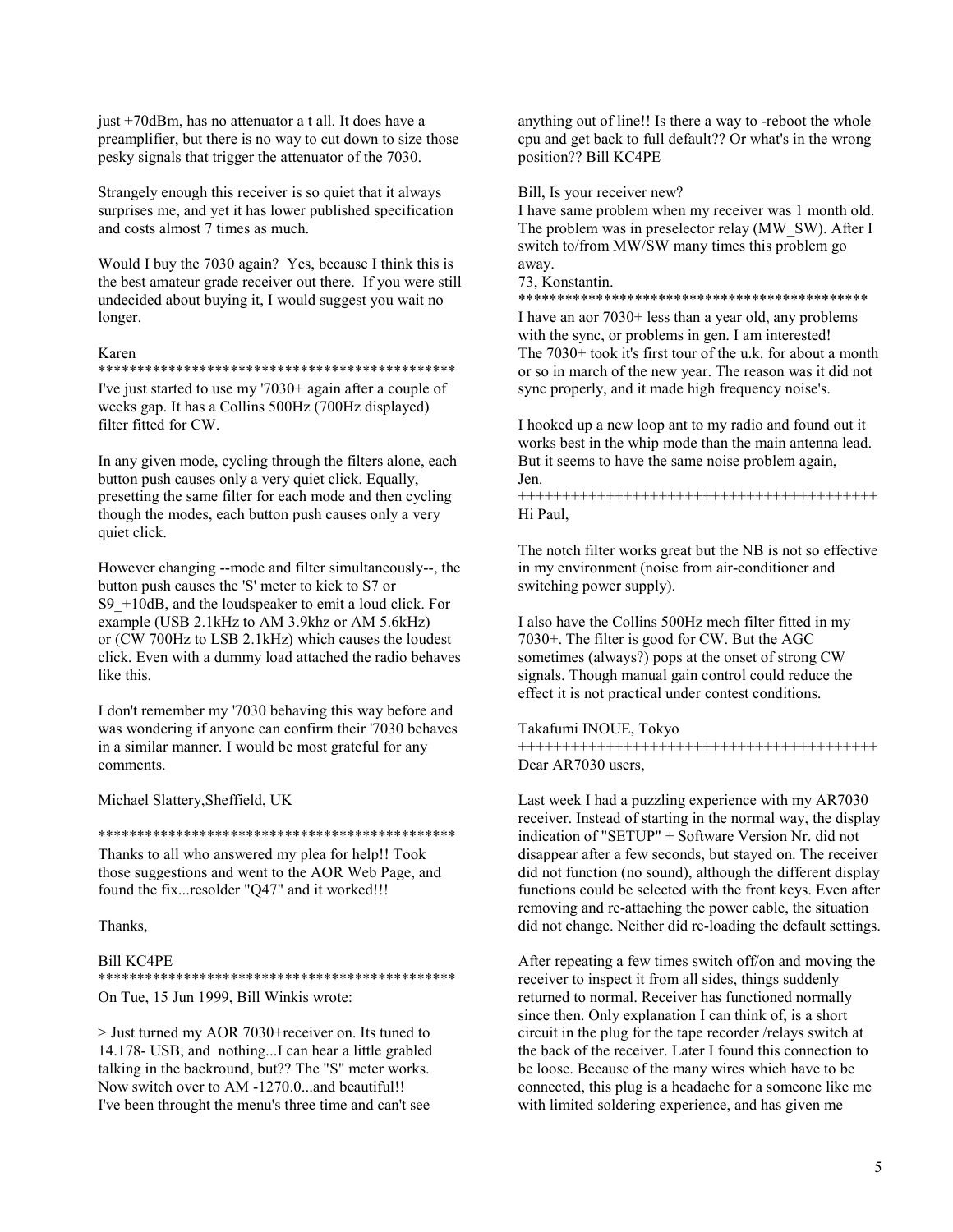just +70dBm, has no attenuator a t all. It does have a preamplifier, but there is no way to cut down to size those pesky signals that trigger the attenuator of the 7030.

Strangely enough this receiver is so quiet that it always surprises me, and yet it has lower published specification and costs almost 7 times as much.

Would I buy the 7030 again? Yes, because I think this is the best amateur grade receiver out there. If you were still undecided about buying it, I would suggest you wait no longer.

Karen

***********************************************

I've just started to use my '7030+ again after a couple of weeks gap. It has a Collins 500Hz (700Hz displayed) filter fitted for CW.

In any given mode, cycling through the filters alone, each button push causes only a very quiet click. Equally, presetting the same filter for each mode and then cycling though the modes, each button push causes only a very quiet click.

However changing --mode and filter simultaneously--, the button push causes the 'S' meter to kick to S7 or S9_+10dB, and the loudspeaker to emit a loud click. For example (USB 2.1kHz to AM 3.9khz or AM 5.6kHz) or (CW 700Hz to LSB 2.1kHz) which causes the loudest click. Even with a dummy load attached the radio behaves like this.

I don't remember my '7030 behaving this way before and was wondering if anyone can confirm their '7030 behaves in a similar manner. I would be most grateful for any comments.

Michael Slattery,Sheffield, UK

***********************************************

Thanks to all who answered my plea for help!! Took those suggestions and went to the AOR Web Page, and found the fix...resolder "Q47" and it worked!!!

Thanks,

Bill KC4PE

***********************************************

On Tue, 15 Jun 1999, Bill Winkis wrote:

> Just turned my AOR 7030+receiver on. Its tuned to 14.178- USB, and nothing...I can hear a little grabled talking in the backround, but?? The "S" meter works. Now switch over to AM -1270.0...and beautiful!! I've been throught the menu's three time and can't see anything out of line!! Is there a way to -reboot the whole cpu and get back to full default?? Or what's in the wrong position?? Bill KC4PE

Bill, Is your receiver new?

I have same problem when my receiver was 1 month old. The problem was in preselector relay (MW_SW). After I switch to/from MW/SW many times this problem go away.

73, Konstantin.

***********************************************

I have an aor 7030+ less than a year old, any problems with the sync, or problems in gen. I am interested!

The 7030+ took it's first tour of the u.k. for about a month or so in march of the new year. The reason was it did not sync properly, and it made high frequency noise's.

I hooked up a new loop ant to my radio and found out it works best in the whip mode than the main antenna lead. But it seems to have the same noise problem again,

Jen.

+++++++++++++++++++++++++++++++++++++++++

Hi Paul,

The notch filter works great but the NB is not so effective in my environment (noise from air-conditioner and switching power supply).

I also have the Collins 500Hz mech filter fitted in my 7030+. The filter is good for CW. But the AGC sometimes (always?) pops at the onset of strong CW signals. Though manual gain control could reduce the effect it is not practical under contest conditions.

Takafumi INOUE, Tokyo

+++++++++++++++++++++++++++++++++++++++++

Dear AR7030 users,

Last week I had a puzzling experience with my AR7030 receiver. Instead of starting in the normal way, the display indication of "SETUP" + Software Version Nr. did not disappear after a few seconds, but stayed on. The receiver did not function (no sound), although the different display functions could be selected with the front keys. Even after removing and re-attaching the power cable, the situation did not change. Neither did re-loading the default settings.

After repeating a few times switch off/on and moving the receiver to inspect it from all sides, things suddenly returned to normal. Receiver has functioned normally since then. Only explanation I can think of, is a short circuit in the plug for the tape recorder /relays switch at the back of the receiver. Later I found this connection to be loose. Because of the many wires which have to be connected, this plug is a headache for a someone like me with limited soldering experience, and has given me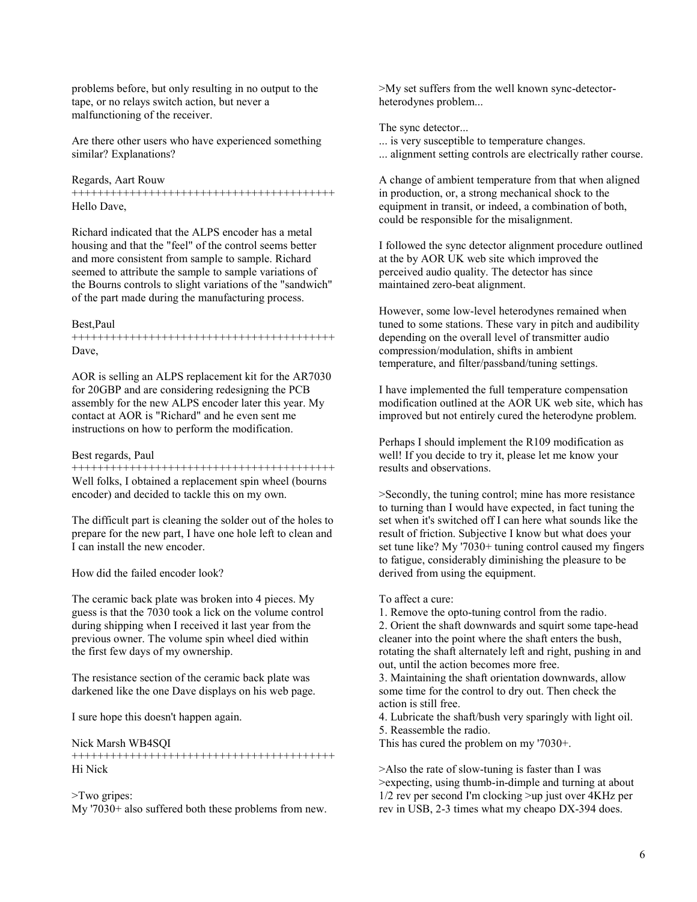problems before, but only resulting in no output to the tape, or no relays switch action, but never a malfunctioning of the receiver.

Are there other users who have experienced something similar? Explanations?

Regards, Aart Rouw
+++++++++++++++++++++++++++++++++++++++++
Hello Dave,

Richard indicated that the ALPS encoder has a metal housing and that the "feel" of the control seems better and more consistent from sample to sample. Richard seemed to attribute the sample to sample variations of the Bourns controls to slight variations of the "sandwich" of the part made during the manufacturing process.

Best,Paul
+++++++++++++++++++++++++++++++++++++++++
Dave,

AOR is selling an ALPS replacement kit for the AR7030 for 20GBP and are considering redesigning the PCB assembly for the new ALPS encoder later this year. My contact at AOR is "Richard" and he even sent me instructions on how to perform the modification.

Best regards, Paul
+++++++++++++++++++++++++++++++++++++++++
Well folks, I obtained a replacement spin wheel (bourns encoder) and decided to tackle this on my own.

The difficult part is cleaning the solder out of the holes to prepare for the new part, I have one hole left to clean and I can install the new encoder.

How did the failed encoder look?

The ceramic back plate was broken into 4 pieces. My guess is that the 7030 took a lick on the volume control during shipping when I received it last year from the previous owner. The volume spin wheel died within the first few days of my ownership.

The resistance section of the ceramic back plate was darkened like the one Dave displays on his web page.

I sure hope this doesn't happen again.

Nick Marsh WB4SQI
+++++++++++++++++++++++++++++++++++++++++
Hi Nick

>Two gripes:
My '7030+ also suffered both these problems from new.

>My set suffers from the well known sync-detector-heterodynes problem...

The sync detector...
... is very susceptible to temperature changes.
... alignment setting controls are electrically rather course.

A change of ambient temperature from that when aligned in production, or, a strong mechanical shock to the equipment in transit, or indeed, a combination of both, could be responsible for the misalignment.

I followed the sync detector alignment procedure outlined at the by AOR UK web site which improved the perceived audio quality. The detector has since maintained zero-beat alignment.

However, some low-level heterodynes remained when tuned to some stations. These vary in pitch and audibility depending on the overall level of transmitter audio compression/modulation, shifts in ambient temperature, and filter/passband/tuning settings.

I have implemented the full temperature compensation modification outlined at the AOR UK web site, which has improved but not entirely cured the heterodyne problem.

Perhaps I should implement the R109 modification as well! If you decide to try it, please let me know your results and observations.

>Secondly, the tuning control; mine has more resistance to turning than I would have expected, in fact tuning the set when it's switched off I can here what sounds like the result of friction. Subjective I know but what does your set tune like? My '7030+ tuning control caused my fingers to fatigue, considerably diminishing the pleasure to be derived from using the equipment.

To affect a cure:

1. Remove the opto-tuning control from the radio.
2. Orient the shaft downwards and squirt some tape-head cleaner into the point where the shaft enters the bush, rotating the shaft alternately left and right, pushing in and out, until the action becomes more free.
3. Maintaining the shaft orientation downwards, allow some time for the control to dry out. Then check the action is still free.
4. Lubricate the shaft/bush very sparingly with light oil.
5. Reassemble the radio.

This has cured the problem on my '7030+.

>Also the rate of slow-tuning is faster than I was
>expecting, using thumb-in-dimple and turning at about 1/2 rev per second I'm clocking >up just over 4KHz per rev in USB, 2-3 times what my cheapo DX-394 does.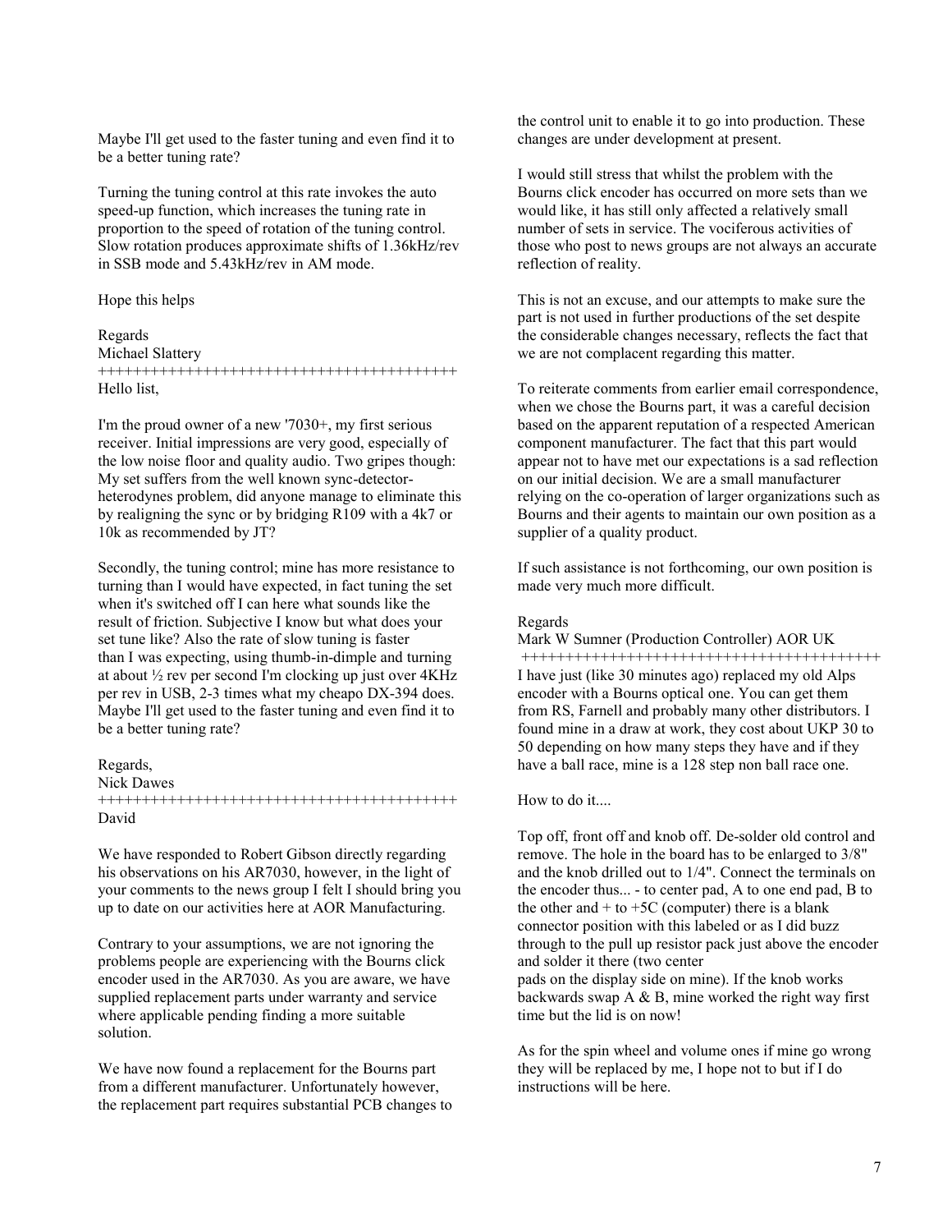Maybe I'll get used to the faster tuning and even find it to be a better tuning rate?

Turning the tuning control at this rate invokes the auto speed-up function, which increases the tuning rate in proportion to the speed of rotation of the tuning control. Slow rotation produces approximate shifts of 1.36kHz/rev in SSB mode and 5.43kHz/rev in AM mode.

Hope this helps

Regards
Michael Slattery
++++++++++++++++++++++++++++++++++++++++
Hello list,

I'm the proud owner of a new '7030+, my first serious receiver. Initial impressions are very good, especially of the low noise floor and quality audio. Two gripes though: My set suffers from the well known sync-detector-heterodynes problem, did anyone manage to eliminate this by realigning the sync or by bridging R109 with a 4k7 or 10k as recommended by JT?

Secondly, the tuning control; mine has more resistance to turning than I would have expected, in fact tuning the set when it's switched off I can here what sounds like the result of friction. Subjective I know but what does your set tune like? Also the rate of slow tuning is faster than I was expecting, using thumb-in-dimple and turning at about ½ rev per second I'm clocking up just over 4KHz per rev in USB, 2-3 times what my cheapo DX-394 does. Maybe I'll get used to the faster tuning and even find it to be a better tuning rate?

Regards,
Nick Dawes
++++++++++++++++++++++++++++++++++++++++
David

We have responded to Robert Gibson directly regarding his observations on his AR7030, however, in the light of your comments to the news group I felt I should bring you up to date on our activities here at AOR Manufacturing.

Contrary to your assumptions, we are not ignoring the problems people are experiencing with the Bourns click encoder used in the AR7030. As you are aware, we have supplied replacement parts under warranty and service where applicable pending finding a more suitable solution.

We have now found a replacement for the Bourns part from a different manufacturer. Unfortunately however, the replacement part requires substantial PCB changes to the control unit to enable it to go into production. These changes are under development at present.

I would still stress that whilst the problem with the Bourns click encoder has occurred on more sets than we would like, it has still only affected a relatively small number of sets in service. The vociferous activities of those who post to news groups are not always an accurate reflection of reality.

This is not an excuse, and our attempts to make sure the part is not used in further productions of the set despite the considerable changes necessary, reflects the fact that we are not complacent regarding this matter.

To reiterate comments from earlier email correspondence, when we chose the Bourns part, it was a careful decision based on the apparent reputation of a respected American component manufacturer. The fact that this part would appear not to have met our expectations is a sad reflection on our initial decision. We are a small manufacturer relying on the co-operation of larger organizations such as Bourns and their agents to maintain our own position as a supplier of a quality product.

If such assistance is not forthcoming, our own position is made very much more difficult.

Regards
Mark W Sumner (Production Controller) AOR UK
++++++++++++++++++++++++++++++++++++++++
I have just (like 30 minutes ago) replaced my old Alps encoder with a Bourns optical one. You can get them from RS, Farnell and probably many other distributors. I found mine in a draw at work, they cost about UKP 30 to 50 depending on how many steps they have and if they have a ball race, mine is a 128 step non ball race one.

How to do it....

Top off, front off and knob off. De-solder old control and remove. The hole in the board has to be enlarged to 3/8" and the knob drilled out to 1/4". Connect the terminals on the encoder thus... - to center pad, A to one end pad, B to the other and + to +5C (computer) there is a blank connector position with this labeled or as I did buzz through to the pull up resistor pack just above the encoder and solder it there (two center pads on the display side on mine). If the knob works backwards swap A & B, mine worked the right way first time but the lid is on now!

As for the spin wheel and volume ones if mine go wrong they will be replaced by me, I hope not to but if I do instructions will be here.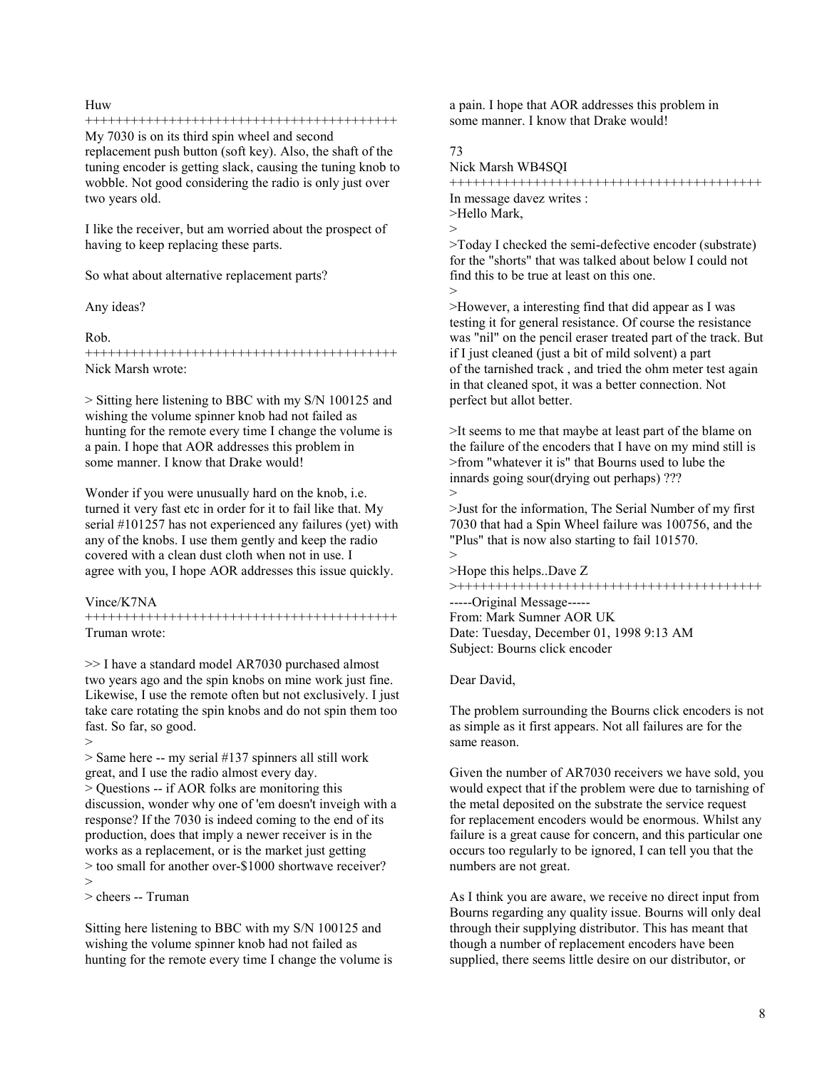Huw

++++++++++++++++++++++++++++++++++++++++

My 7030 is on its third spin wheel and second replacement push button (soft key). Also, the shaft of the tuning encoder is getting slack, causing the tuning knob to wobble. Not good considering the radio is only just over two years old.

I like the receiver, but am worried about the prospect of having to keep replacing these parts.

So what about alternative replacement parts?

Any ideas?

Rob.

++++++++++++++++++++++++++++++++++++++++

Nick Marsh wrote:

> Sitting here listening to BBC with my S/N 100125 and wishing the volume spinner knob had not failed as hunting for the remote every time I change the volume is a pain. I hope that AOR addresses this problem in some manner. I know that Drake would!

Wonder if you were unusually hard on the knob, i.e. turned it very fast etc in order for it to fail like that. My serial #101257 has not experienced any failures (yet) with any of the knobs. I use them gently and keep the radio covered with a clean dust cloth when not in use. I agree with you, I hope AOR addresses this issue quickly.

Vince/K7NA

++++++++++++++++++++++++++++++++++++++++

Truman wrote:

>> I have a standard model AR7030 purchased almost two years ago and the spin knobs on mine work just fine. Likewise, I use the remote often but not exclusively. I just take care rotating the spin knobs and do not spin them too fast. So far, so good.
>
> Same here -- my serial #137 spinners all still work great, and I use the radio almost every day.
> Questions -- if AOR folks are monitoring this discussion, wonder why one of 'em doesn't inveigh with a response? If the 7030 is indeed coming to the end of its production, does that imply a newer receiver is in the works as a replacement, or is the market just getting
> too small for another over-$1000 shortwave receiver?
>
> cheers -- Truman

Sitting here listening to BBC with my S/N 100125 and wishing the volume spinner knob had not failed as hunting for the remote every time I change the volume is a pain. I hope that AOR addresses this problem in some manner. I know that Drake would!

73

Nick Marsh WB4SQI

++++++++++++++++++++++++++++++++++++++++

In message davez writes :
>Hello Mark,
>
>Today I checked the semi-defective encoder (substrate) for the "shorts" that was talked about below I could not find this to be true at least on this one.
>
>However, a interesting find that did appear as I was testing it for general resistance. Of course the resistance was "nil" on the pencil eraser treated part of the track. But if I just cleaned (just a bit of mild solvent) a part of the tarnished track , and tried the ohm meter test again in that cleaned spot, it was a better connection. Not perfect but allot better.

>It seems to me that maybe at least part of the blame on the failure of the encoders that I have on my mind still is
>from "whatever it is" that Bourns used to lube the innards going sour(drying out perhaps) ???
>
>Just for the information, The Serial Number of my first 7030 that had a Spin Wheel failure was 100756, and the "Plus" that is now also starting to fail 101570.
>
>Hope this helps..Dave Z
>++++++++++++++++++++++++++++++++++++++++

-----Original Message-----
From: Mark Sumner AOR UK
Date: Tuesday, December 01, 1998 9:13 AM
Subject: Bourns click encoder

Dear David,

The problem surrounding the Bourns click encoders is not as simple as it first appears. Not all failures are for the same reason.

Given the number of AR7030 receivers we have sold, you would expect that if the problem were due to tarnishing of the metal deposited on the substrate the service request for replacement encoders would be enormous. Whilst any failure is a great cause for concern, and this particular one occurs too regularly to be ignored, I can tell you that the numbers are not great.

As I think you are aware, we receive no direct input from Bourns regarding any quality issue. Bourns will only deal through their supplying distributor. This has meant that though a number of replacement encoders have been supplied, there seems little desire on our distributor, or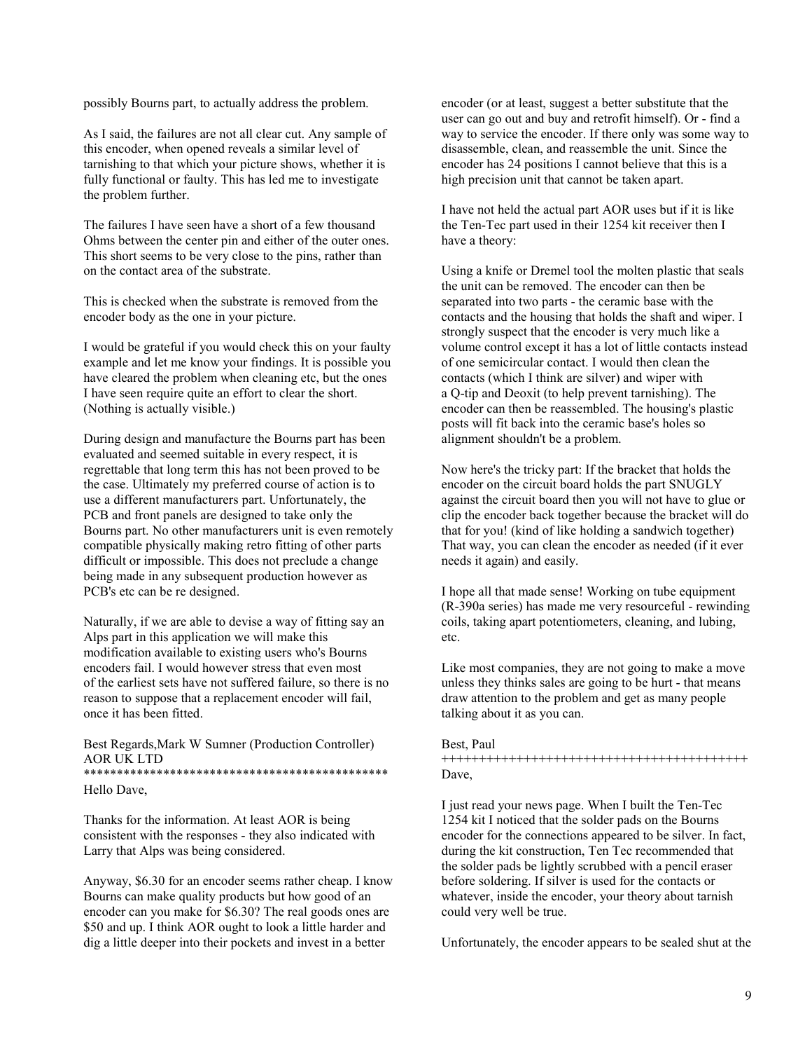possibly Bourns part, to actually address the problem.

As I said, the failures are not all clear cut. Any sample of this encoder, when opened reveals a similar level of tarnishing to that which your picture shows, whether it is fully functional or faulty. This has led me to investigate the problem further.

The failures I have seen have a short of a few thousand Ohms between the center pin and either of the outer ones. This short seems to be very close to the pins, rather than on the contact area of the substrate.

This is checked when the substrate is removed from the encoder body as the one in your picture.

I would be grateful if you would check this on your faulty example and let me know your findings. It is possible you have cleared the problem when cleaning etc, but the ones I have seen require quite an effort to clear the short. (Nothing is actually visible.)

During design and manufacture the Bourns part has been evaluated and seemed suitable in every respect, it is regrettable that long term this has not been proved to be the case. Ultimately my preferred course of action is to use a different manufacturers part. Unfortunately, the PCB and front panels are designed to take only the Bourns part. No other manufacturers unit is even remotely compatible physically making retro fitting of other parts difficult or impossible. This does not preclude a change being made in any subsequent production however as PCB's etc can be re designed.

Naturally, if we are able to devise a way of fitting say an Alps part in this application we will make this modification available to existing users who's Bourns encoders fail. I would however stress that even most of the earliest sets have not suffered failure, so there is no reason to suppose that a replacement encoder will fail, once it has been fitted.

Best Regards,Mark W Sumner (Production Controller)
AOR UK LTD

**********************************************

Hello Dave,

Thanks for the information. At least AOR is being consistent with the responses - they also indicated with Larry that Alps was being considered.

Anyway, $6.30 for an encoder seems rather cheap. I know Bourns can make quality products but how good of an encoder can you make for $6.30? The real goods ones are $50 and up. I think AOR ought to look a little harder and dig a little deeper into their pockets and invest in a better encoder (or at least, suggest a better substitute that the user can go out and buy and retrofit himself). Or - find a way to service the encoder. If there only was some way to disassemble, clean, and reassemble the unit. Since the encoder has 24 positions I cannot believe that this is a high precision unit that cannot be taken apart.

I have not held the actual part AOR uses but if it is like the Ten-Tec part used in their 1254 kit receiver then I have a theory:

Using a knife or Dremel tool the molten plastic that seals the unit can be removed. The encoder can then be separated into two parts - the ceramic base with the contacts and the housing that holds the shaft and wiper. I strongly suspect that the encoder is very much like a volume control except it has a lot of little contacts instead of one semicircular contact. I would then clean the contacts (which I think are silver) and wiper with a Q-tip and Deoxit (to help prevent tarnishing). The encoder can then be reassembled. The housing's plastic posts will fit back into the ceramic base's holes so alignment shouldn't be a problem.

Now here's the tricky part: If the bracket that holds the encoder on the circuit board holds the part SNUGLY against the circuit board then you will not have to glue or clip the encoder back together because the bracket will do that for you! (kind of like holding a sandwich together) That way, you can clean the encoder as needed (if it ever needs it again) and easily.

I hope all that made sense! Working on tube equipment (R-390a series) has made me very resourceful - rewinding coils, taking apart potentiometers, cleaning, and lubing, etc.

Like most companies, they are not going to make a move unless they thinks sales are going to be hurt - that means draw attention to the problem and get as many people talking about it as you can.

Best, Paul

++++++++++++++++++++++++++++++++++++++++

Dave,

I just read your news page. When I built the Ten-Tec 1254 kit I noticed that the solder pads on the Bourns encoder for the connections appeared to be silver. In fact, during the kit construction, Ten Tec recommended that the solder pads be lightly scrubbed with a pencil eraser before soldering. If silver is used for the contacts or whatever, inside the encoder, your theory about tarnish could very well be true.

Unfortunately, the encoder appears to be sealed shut at the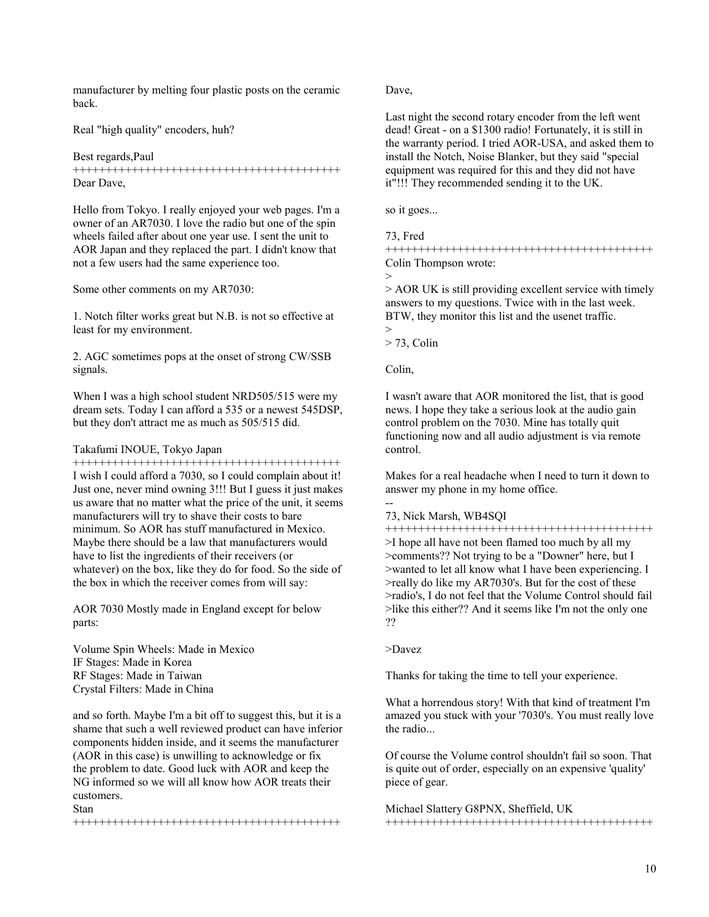manufacturer by melting four plastic posts on the ceramic back.

Real "high quality" encoders, huh?

Best regards,Paul

++++++++++++++++++++++++++++++++++++++++++

Dear Dave,

Hello from Tokyo. I really enjoyed your web pages. I'm a owner of an AR7030. I love the radio but one of the spin wheels failed after about one year use. I sent the unit to AOR Japan and they replaced the part. I didn't know that not a few users had the same experience too.

Some other comments on my AR7030:

1. Notch filter works great but N.B. is not so effective at least for my environment.

2. AGC sometimes pops at the onset of strong CW/SSB signals.

When I was a high school student NRD505/515 were my dream sets. Today I can afford a 535 or a newest 545DSP, but they don't attract me as much as 505/515 did.

Takafumi INOUE, Tokyo Japan

++++++++++++++++++++++++++++++++++++++++++

I wish I could afford a 7030, so I could complain about it! Just one, never mind owning 3!!! But I guess it just makes us aware that no matter what the price of the unit, it seems manufacturers will try to shave their costs to bare minimum. So AOR has stuff manufactured in Mexico. Maybe there should be a law that manufacturers would have to list the ingredients of their receivers (or whatever) on the box, like they do for food. So the side of the box in which the receiver comes from will say:

AOR 7030 Mostly made in England except for below parts:

Volume Spin Wheels: Made in Mexico
IF Stages: Made in Korea
RF Stages: Made in Taiwan
Crystal Filters: Made in China

and so forth. Maybe I'm a bit off to suggest this, but it is a shame that such a well reviewed product can have inferior components hidden inside, and it seems the manufacturer (AOR in this case) is unwilling to acknowledge or fix the problem to date. Good luck with AOR and keep the NG informed so we will all know how AOR treats their customers.
Stan

++++++++++++++++++++++++++++++++++++++++++

Dave,

Last night the second rotary encoder from the left went dead! Great - on a $1300 radio! Fortunately, it is still in the warranty period. I tried AOR-USA, and asked them to install the Notch, Noise Blanker, but they said "special equipment was required for this and they did not have it"!!! They recommended sending it to the UK.

so it goes...

73, Fred

++++++++++++++++++++++++++++++++++++++++++

Colin Thompson wrote:
>
> AOR UK is still providing excellent service with timely answers to my questions. Twice with in the last week. BTW, they monitor this list and the usenet traffic.
>
> 73, Colin

Colin,

I wasn't aware that AOR monitored the list, that is good news. I hope they take a serious look at the audio gain control problem on the 7030. Mine has totally quit functioning now and all audio adjustment is via remote control.

Makes for a real headache when I need to turn it down to answer my phone in my home office.

--
73, Nick Marsh, WB4SQI

++++++++++++++++++++++++++++++++++++++++++

>I hope all have not been flamed too much by all my
>comments?? Not trying to be a "Downer" here, but I
>wanted to let all know what I have been experiencing. I
>really do like my AR7030's. But for the cost of these
>radio's, I do not feel that the Volume Control should fail
>like this either?? And it seems like I'm not the only one ??

>Davez

Thanks for taking the time to tell your experience.

What a horrendous story! With that kind of treatment I'm amazed you stuck with your '7030's. You must really love the radio...

Of course the Volume control shouldn't fail so soon. That is quite out of order, especially on an expensive 'quality' piece of gear.

Michael Slattery G8PNX, Sheffield, UK

++++++++++++++++++++++++++++++++++++++++++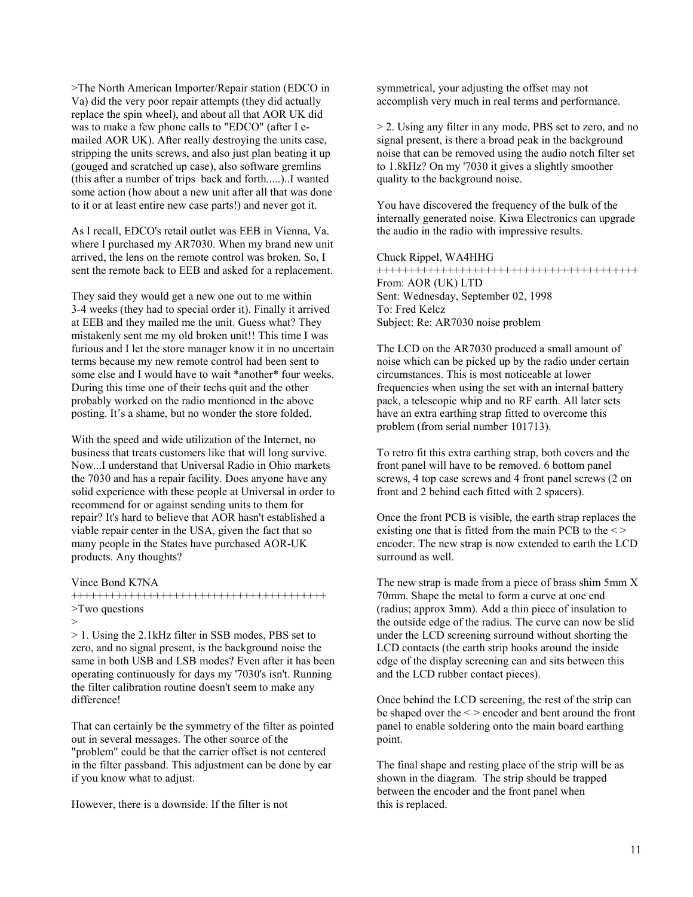>The North American Importer/Repair station (EDCO in Va) did the very poor repair attempts (they did actually replace the spin wheel), and about all that AOR UK did was to make a few phone calls to "EDCO" (after I e-mailed AOR UK). After really destroying the units case, stripping the units screws, and also just plan beating it up (gouged and scratched up case), also software gremlins (this after a number of trips back and forth.....)..I wanted some action (how about a new unit after all that was done to it or at least entire new case parts!) and never got it.

As I recall, EDCO's retail outlet was EEB in Vienna, Va. where I purchased my AR7030. When my brand new unit arrived, the lens on the remote control was broken. So, I sent the remote back to EEB and asked for a replacement.

They said they would get a new one out to me within 3-4 weeks (they had to special order it). Finally it arrived at EEB and they mailed me the unit. Guess what? They mistakenly sent me my old broken unit!! This time I was furious and I let the store manager know it in no uncertain terms because my new remote control had been sent to some else and I would have to wait *another* four weeks. During this time one of their techs quit and the other probably worked on the radio mentioned in the above posting. It's a shame, but no wonder the store folded.

With the speed and wide utilization of the Internet, no business that treats customers like that will long survive. Now...I understand that Universal Radio in Ohio markets the 7030 and has a repair facility. Does anyone have any solid experience with these people at Universal in order to recommend for or against sending units to them for repair? It's hard to believe that AOR hasn't established a viable repair center in the USA, given the fact that so many people in the States have purchased AOR-UK products. Any thoughts?

Vince Bond K7NA

++++++++++++++++++++++++++++++++++++++++

>Two questions

>

> 1. Using the 2.1kHz filter in SSB modes, PBS set to zero, and no signal present, is the background noise the same in both USB and LSB modes? Even after it has been operating continuously for days my '7030's isn't. Running the filter calibration routine doesn't seem to make any difference!

That can certainly be the symmetry of the filter as pointed out in several messages. The other source of the "problem" could be that the carrier offset is not centered in the filter passband. This adjustment can be done by ear if you know what to adjust.

However, there is a downside. If the filter is not symmetrical, your adjusting the offset may not accomplish very much in real terms and performance.

> 2. Using any filter in any mode, PBS set to zero, and no signal present, is there a broad peak in the background noise that can be removed using the audio notch filter set to 1.8kHz? On my '7030 it gives a slightly smoother quality to the background noise.

You have discovered the frequency of the bulk of the internally generated noise. Kiwa Electronics can upgrade the audio in the radio with impressive results.

Chuck Rippel, WA4HHG

++++++++++++++++++++++++++++++++++++++++

From: AOR (UK) LTD
Sent: Wednesday, September 02, 1998
To: Fred Kelcz
Subject: Re: AR7030 noise problem

The LCD on the AR7030 produced a small amount of noise which can be picked up by the radio under certain circumstances. This is most noticeable at lower frequencies when using the set with an internal battery pack, a telescopic whip and no RF earth. All later sets have an extra earthing strap fitted to overcome this problem (from serial number 101713).

To retro fit this extra earthing strap, both covers and the front panel will have to be removed. 6 bottom panel screws, 4 top case screws and 4 front panel screws (2 on front and 2 behind each fitted with 2 spacers).

Once the front PCB is visible, the earth strap replaces the existing one that is fitted from the main PCB to the < > encoder. The new strap is now extended to earth the LCD surround as well.

The new strap is made from a piece of brass shim 5mm X 70mm. Shape the metal to form a curve at one end (radius; approx 3mm). Add a thin piece of insulation to the outside edge of the radius. The curve can now be slid under the LCD screening surround without shorting the LCD contacts (the earth strip hooks around the inside edge of the display screening can and sits between this and the LCD rubber contact pieces).

Once behind the LCD screening, the rest of the strip can be shaped over the < > encoder and bent around the front panel to enable soldering onto the main board earthing point.

The final shape and resting place of the strip will be as shown in the diagram. The strip should be trapped between the encoder and the front panel when this is replaced.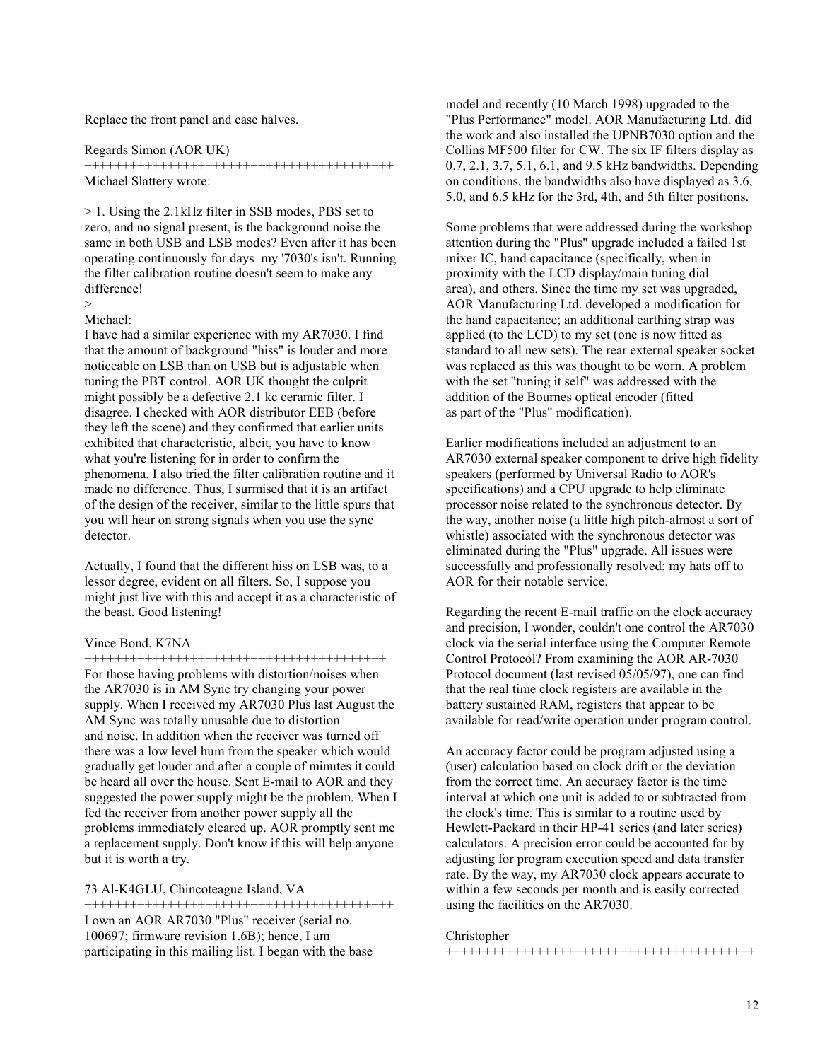Replace the front panel and case halves.

Regards Simon (AOR UK)
+++++++++++++++++++++++++++++++++++++++++
Michael Slattery wrote:

> 1. Using the 2.1kHz filter in SSB modes, PBS set to zero, and no signal present, is the background noise the same in both USB and LSB modes? Even after it has been operating continuously for days my '7030's isn't. Running the filter calibration routine doesn't seem to make any difference!
>

Michael:
I have had a similar experience with my AR7030. I find that the amount of background "hiss" is louder and more noticeable on LSB than on USB but is adjustable when tuning the PBT control. AOR UK thought the culprit might possibly be a defective 2.1 kc ceramic filter. I disagree. I checked with AOR distributor EEB (before they left the scene) and they confirmed that earlier units exhibited that characteristic, albeit, you have to know what you're listening for in order to confirm the phenomena. I also tried the filter calibration routine and it made no difference. Thus, I surmised that it is an artifact of the design of the receiver, similar to the little spurs that you will hear on strong signals when you use the sync detector.

Actually, I found that the different hiss on LSB was, to a lessor degree, evident on all filters. So, I suppose you might just live with this and accept it as a characteristic of the beast. Good listening!

Vince Bond, K7NA
+++++++++++++++++++++++++++++++++++++++++
For those having problems with distortion/noises when the AR7030 is in AM Sync try changing your power supply. When I received my AR7030 Plus last August the AM Sync was totally unusable due to distortion and noise. In addition when the receiver was turned off there was a low level hum from the speaker which would gradually get louder and after a couple of minutes it could be heard all over the house. Sent E-mail to AOR and they suggested the power supply might be the problem. When I fed the receiver from another power supply all the problems immediately cleared up. AOR promptly sent me a replacement supply. Don't know if this will help anyone but it is worth a try.

73 Al-K4GLU, Chincoteague Island, VA
+++++++++++++++++++++++++++++++++++++++++
I own an AOR AR7030 "Plus" receiver (serial no. 100697; firmware revision 1.6B); hence, I am participating in this mailing list. I began with the base model and recently (10 March 1998) upgraded to the "Plus Performance" model. AOR Manufacturing Ltd. did the work and also installed the UPNB7030 option and the Collins MF500 filter for CW. The six IF filters display as 0.7, 2.1, 3.7, 5.1, 6.1, and 9.5 kHz bandwidths. Depending on conditions, the bandwidths also have displayed as 3.6, 5.0, and 6.5 kHz for the 3rd, 4th, and 5th filter positions.

Some problems that were addressed during the workshop attention during the "Plus" upgrade included a failed 1st mixer IC, hand capacitance (specifically, when in proximity with the LCD display/main tuning dial area), and others. Since the time my set was upgraded, AOR Manufacturing Ltd. developed a modification for the hand capacitance; an additional earthing strap was applied (to the LCD) to my set (one is now fitted as standard to all new sets). The rear external speaker socket was replaced as this was thought to be worn. A problem with the set "tuning it self" was addressed with the addition of the Bournes optical encoder (fitted as part of the "Plus" modification).

Earlier modifications included an adjustment to an AR7030 external speaker component to drive high fidelity speakers (performed by Universal Radio to AOR's specifications) and a CPU upgrade to help eliminate processor noise related to the synchronous detector. By the way, another noise (a little high pitch-almost a sort of whistle) associated with the synchronous detector was eliminated during the "Plus" upgrade. All issues were successfully and professionally resolved; my hats off to AOR for their notable service.

Regarding the recent E-mail traffic on the clock accuracy and precision, I wonder, couldn't one control the AR7030 clock via the serial interface using the Computer Remote Control Protocol? From examining the AOR AR-7030 Protocol document (last revised 05/05/97), one can find that the real time clock registers are available in the battery sustained RAM, registers that appear to be available for read/write operation under program control.

An accuracy factor could be program adjusted using a (user) calculation based on clock drift or the deviation from the correct time. An accuracy factor is the time interval at which one unit is added to or subtracted from the clock's time. This is similar to a routine used by Hewlett-Packard in their HP-41 series (and later series) calculators. A precision error could be accounted for by adjusting for program execution speed and data transfer rate. By the way, my AR7030 clock appears accurate to within a few seconds per month and is easily corrected using the facilities on the AR7030.

Christopher
+++++++++++++++++++++++++++++++++++++++++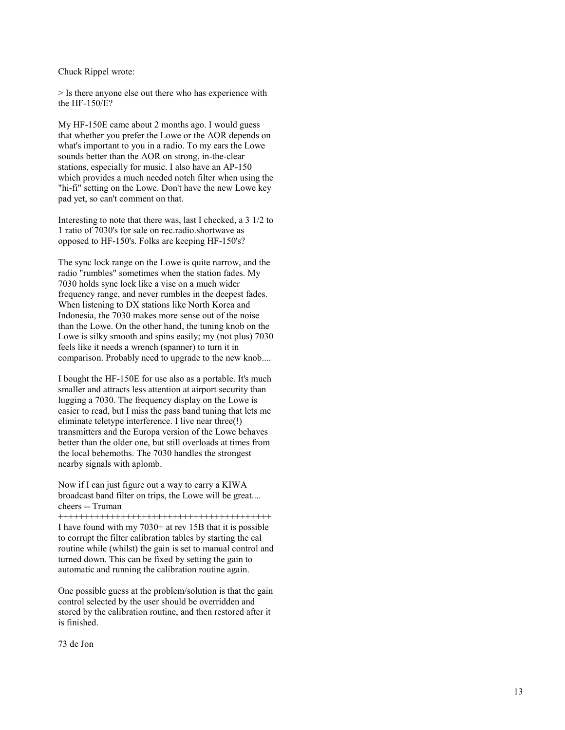Chuck Rippel wrote:

> Is there anyone else out there who has experience with the HF-150/E?

My HF-150E came about 2 months ago. I would guess that whether you prefer the Lowe or the AOR depends on what's important to you in a radio. To my ears the Lowe sounds better than the AOR on strong, in-the-clear stations, especially for music. I also have an AP-150 which provides a much needed notch filter when using the "hi-fi" setting on the Lowe. Don't have the new Lowe key pad yet, so can't comment on that.

Interesting to note that there was, last I checked, a 3 1/2 to 1 ratio of 7030's for sale on rec.radio.shortwave as opposed to HF-150's. Folks are keeping HF-150's?

The sync lock range on the Lowe is quite narrow, and the radio "rumbles" sometimes when the station fades. My 7030 holds sync lock like a vise on a much wider frequency range, and never rumbles in the deepest fades. When listening to DX stations like North Korea and Indonesia, the 7030 makes more sense out of the noise than the Lowe. On the other hand, the tuning knob on the Lowe is silky smooth and spins easily; my (not plus) 7030 feels like it needs a wrench (spanner) to turn it in comparison. Probably need to upgrade to the new knob....

I bought the HF-150E for use also as a portable. It's much smaller and attracts less attention at airport security than lugging a 7030. The frequency display on the Lowe is easier to read, but I miss the pass band tuning that lets me eliminate teletype interference. I live near three(!) transmitters and the Europa version of the Lowe behaves better than the older one, but still overloads at times from the local behemoths. The 7030 handles the strongest nearby signals with aplomb.

Now if I can just figure out a way to carry a KIWA broadcast band filter on trips, the Lowe will be great....
cheers -- Truman

++++++++++++++++++++++++++++++++++++++++++

I have found with my 7030+ at rev 15B that it is possible to corrupt the filter calibration tables by starting the cal routine while (whilst) the gain is set to manual control and turned down. This can be fixed by setting the gain to automatic and running the calibration routine again.

One possible guess at the problem/solution is that the gain control selected by the user should be overridden and stored by the calibration routine, and then restored after it is finished.

73 de Jon